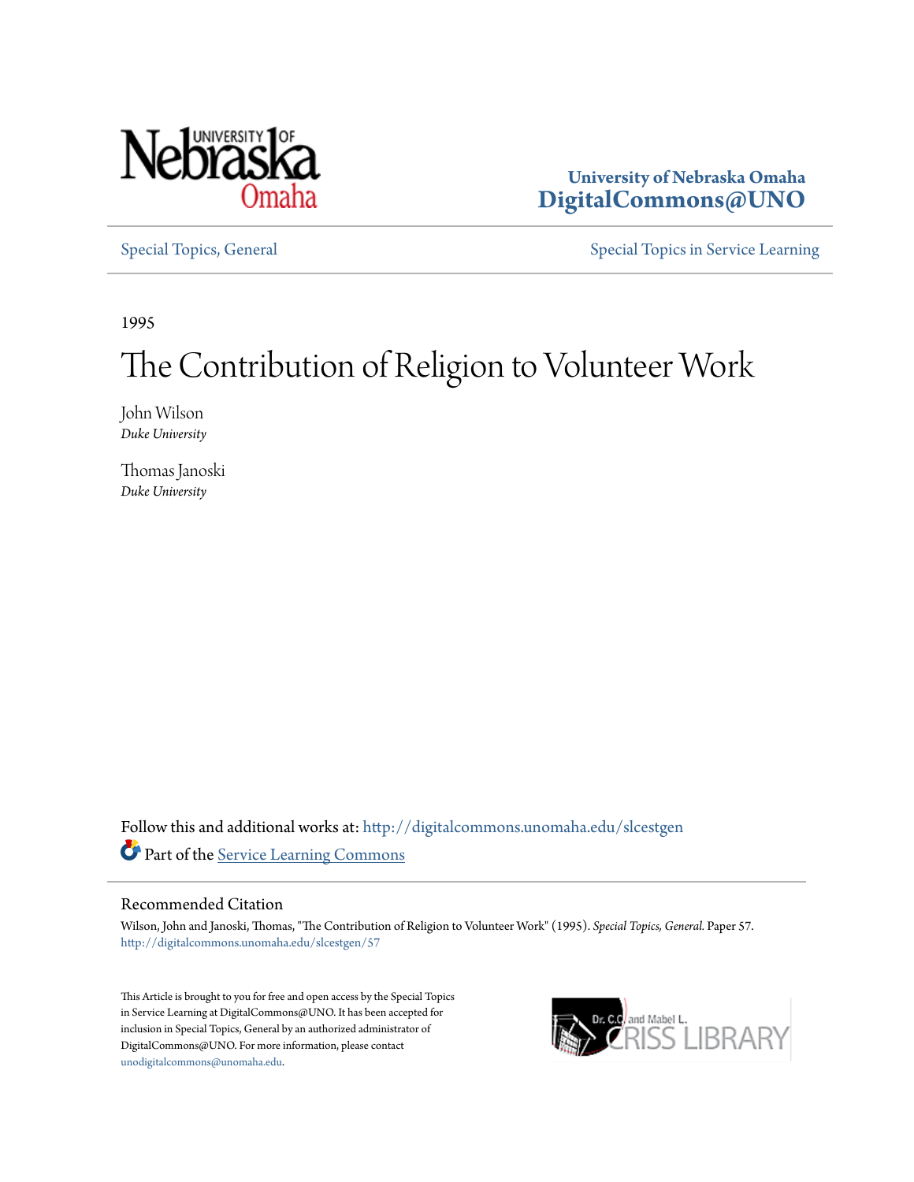University of Nebraska Omaha
**DigitalCommons@UNO**

Special Topics, General | Special Topics in Service Learning

1995

# The Contribution of Religion to Volunteer Work

John Wilson
*Duke University*

Thomas Janoski
*Duke University*

Follow this and additional works at: http://digitalcommons.unomaha.edu/slcestgen

Part of the Service Learning Commons

## Recommended Citation

Wilson, John and Janoski, Thomas, "The Contribution of Religion to Volunteer Work" (1995). *Special Topics, General.* Paper 57.
http://digitalcommons.unomaha.edu/slcestgen/57

This Article is brought to you for free and open access by the Special Topics in Service Learning at DigitalCommons@UNO. It has been accepted for inclusion in Special Topics, General by an authorized administrator of DigitalCommons@UNO. For more information, please contact unodigitalcommons@unomaha.edu.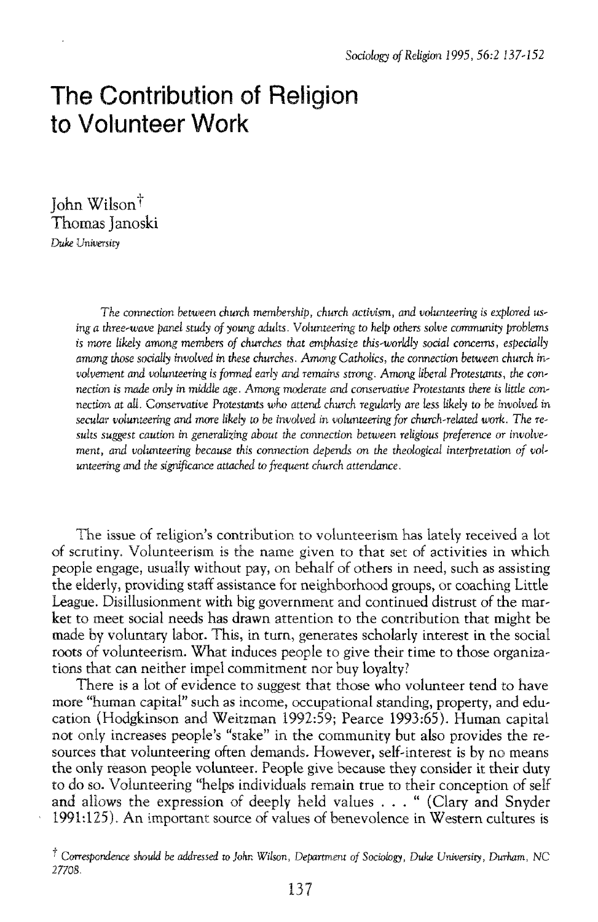# The Contribution of Religion to Volunteer Work

John Wilson[†]
Thomas Janoski
*Duke University*

*The connection between church membership, church activism, and volunteering is explored using a three-wave panel study of young adults. Volunteering to help others solve community problems is more likely among members of churches that emphasize this-worldly social concerns, especially among those socially involved in these churches. Among Catholics, the connection between church involvement and volunteering is formed early and remains strong. Among liberal Protestants, the connection is made only in middle age. Among moderate and conservative Protestants there is little connection at all. Conservative Protestants who attend church regularly are less likely to be involved in secular volunteering and more likely to be involved in volunteering for church-related work. The results suggest caution in generalizing about the connection between religious preference or involvement, and volunteering because this connection depends on the theological interpretation of volunteering and the significance attached to frequent church attendance.*

The issue of religion's contribution to volunteerism has lately received a lot of scrutiny. Volunteerism is the name given to that set of activities in which people engage, usually without pay, on behalf of others in need, such as assisting the elderly, providing staff assistance for neighborhood groups, or coaching Little League. Disillusionment with big government and continued distrust of the market to meet social needs has drawn attention to the contribution that might be made by voluntary labor. This, in turn, generates scholarly interest in the social roots of volunteerism. What induces people to give their time to those organizations that can neither impel commitment nor buy loyalty?

There is a lot of evidence to suggest that those who volunteer tend to have more "human capital" such as income, occupational standing, property, and education (Hodgkinson and Weitzman 1992:59; Pearce 1993:65). Human capital not only increases people's "stake" in the community but also provides the resources that volunteering often demands. However, self-interest is by no means the only reason people volunteer. People give because they consider it their duty to do so. Volunteering "helps individuals remain true to their conception of self and allows the expression of deeply held values . . . " (Clary and Snyder 1991:125). An important source of values of benevolence in Western cultures is

[†] *Correspondence should be addressed to John Wilson, Department of Sociology, Duke University, Durham, NC 27708.*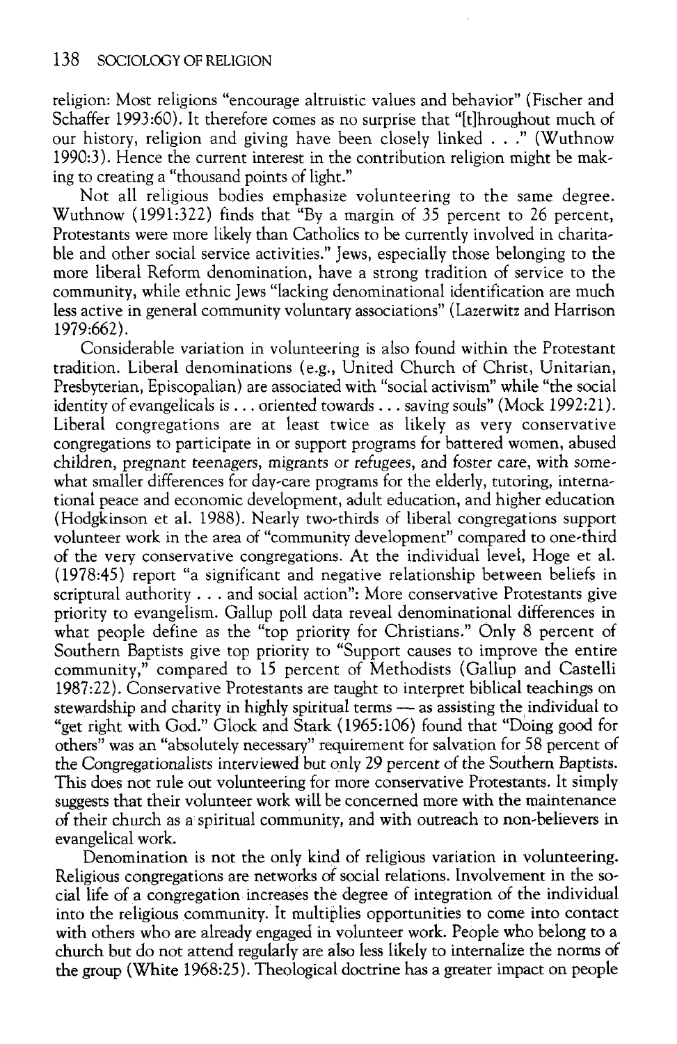religion: Most religions "encourage altruistic values and behavior" (Fischer and Schaffer 1993:60). It therefore comes as no surprise that "[t]hroughout much of our history, religion and giving have been closely linked . . ." (Wuthnow 1990:3). Hence the current interest in the contribution religion might be making to creating a "thousand points of light."

Not all religious bodies emphasize volunteering to the same degree. Wuthnow (1991:322) finds that "By a margin of 35 percent to 26 percent, Protestants were more likely than Catholics to be currently involved in charitable and other social service activities." Jews, especially those belonging to the more liberal Reform denomination, have a strong tradition of service to the community, while ethnic Jews "lacking denominational identification are much less active in general community voluntary associations" (Lazerwitz and Harrison 1979:662).

Considerable variation in volunteering is also found within the Protestant tradition. Liberal denominations (e.g., United Church of Christ, Unitarian, Presbyterian, Episcopalian) are associated with "social activism" while "the social identity of evangelicals is . . . oriented towards . . . saving souls" (Mock 1992:21). Liberal congregations are at least twice as likely as very conservative congregations to participate in or support programs for battered women, abused children, pregnant teenagers, migrants or refugees, and foster care, with somewhat smaller differences for day-care programs for the elderly, tutoring, international peace and economic development, adult education, and higher education (Hodgkinson et al. 1988). Nearly two-thirds of liberal congregations support volunteer work in the area of "community development" compared to one-third of the very conservative congregations. At the individual level, Hoge et al. (1978:45) report "a significant and negative relationship between beliefs in scriptural authority . . . and social action": More conservative Protestants give priority to evangelism. Gallup poll data reveal denominational differences in what people define as the "top priority for Christians." Only 8 percent of Southern Baptists give top priority to "Support causes to improve the entire community," compared to 15 percent of Methodists (Gallup and Castelli 1987:22). Conservative Protestants are taught to interpret biblical teachings on stewardship and charity in highly spiritual terms — as assisting the individual to "get right with God." Glock and Stark (1965:106) found that "Doing good for others" was an "absolutely necessary" requirement for salvation for 58 percent of the Congregationalists interviewed but only 29 percent of the Southern Baptists. This does not rule out volunteering for more conservative Protestants. It simply suggests that their volunteer work will be concerned more with the maintenance of their church as a spiritual community, and with outreach to non-believers in evangelical work.

Denomination is not the only kind of religious variation in volunteering. Religious congregations are networks of social relations. Involvement in the social life of a congregation increases the degree of integration of the individual into the religious community. It multiplies opportunities to come into contact with others who are already engaged in volunteer work. People who belong to a church but do not attend regularly are also less likely to internalize the norms of the group (White 1968:25). Theological doctrine has a greater impact on people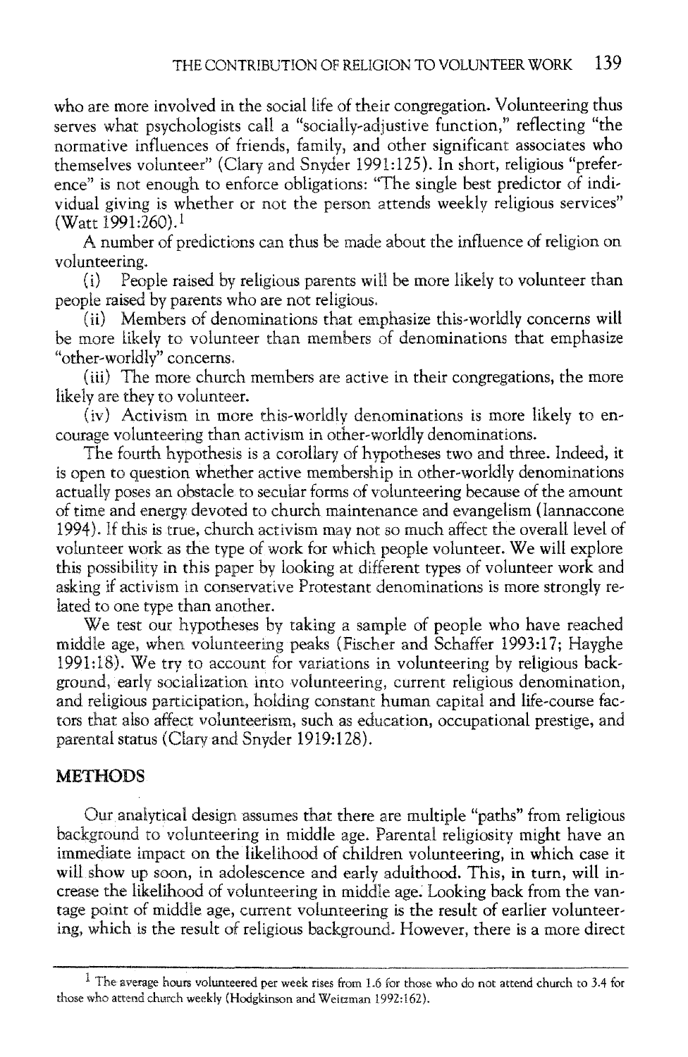who are more involved in the social life of their congregation. Volunteering thus serves what psychologists call a "socially-adjustive function," reflecting "the normative influences of friends, family, and other significant associates who themselves volunteer" (Clary and Snyder 1991:125). In short, religious "preference" is not enough to enforce obligations: "The single best predictor of individual giving is whether or not the person attends weekly religious services" (Watt 1991:260).[1]

A number of predictions can thus be made about the influence of religion on volunteering.

(i) People raised by religious parents will be more likely to volunteer than people raised by parents who are not religious.

(ii) Members of denominations that emphasize this-worldly concerns will be more likely to volunteer than members of denominations that emphasize "other-worldly" concerns.

(iii) The more church members are active in their congregations, the more likely are they to volunteer.

(iv) Activism in more this-worldly denominations is more likely to encourage volunteering than activism in other-worldly denominations.

The fourth hypothesis is a corollary of hypotheses two and three. Indeed, it is open to question whether active membership in other-worldly denominations actually poses an obstacle to secular forms of volunteering because of the amount of time and energy devoted to church maintenance and evangelism (Iannaccone 1994). If this is true, church activism may not so much affect the overall level of volunteer work as the type of work for which people volunteer. We will explore this possibility in this paper by looking at different types of volunteer work and asking if activism in conservative Protestant denominations is more strongly related to one type than another.

We test our hypotheses by taking a sample of people who have reached middle age, when volunteering peaks (Fischer and Schaffer 1993:17; Hayghe 1991:18). We try to account for variations in volunteering by religious background, early socialization into volunteering, current religious denomination, and religious participation, holding constant human capital and life-course factors that also affect volunteerism, such as education, occupational prestige, and parental status (Clary and Snyder 1919:128).

## METHODS

Our analytical design assumes that there are multiple "paths" from religious background to volunteering in middle age. Parental religiosity might have an immediate impact on the likelihood of children volunteering, in which case it will show up soon, in adolescence and early adulthood. This, in turn, will increase the likelihood of volunteering in middle age. Looking back from the vantage point of middle age, current volunteering is the result of earlier volunteering, which is the result of religious background. However, there is a more direct

---

[1] The average hours volunteered per week rises from 1.6 for those who do not attend church to 3.4 for those who attend church weekly (Hodgkinson and Weitzman 1992:162).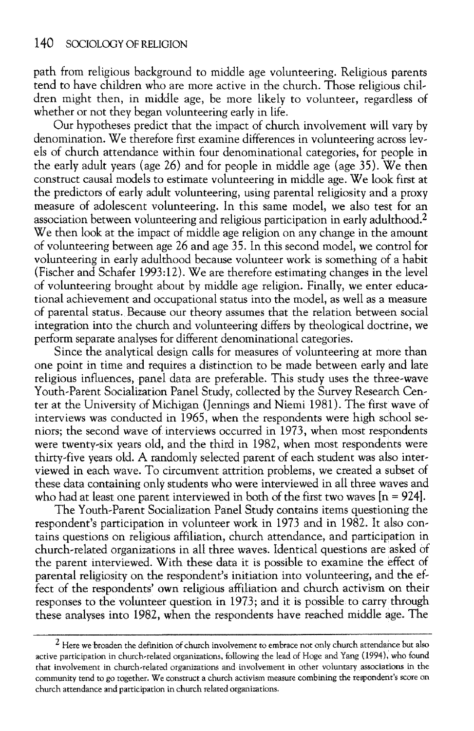path from religious background to middle age volunteering. Religious parents tend to have children who are more active in the church. Those religious children might then, in middle age, be more likely to volunteer, regardless of whether or not they began volunteering early in life.

Our hypotheses predict that the impact of church involvement will vary by denomination. We therefore first examine differences in volunteering across levels of church attendance within four denominational categories, for people in the early adult years (age 26) and for people in middle age (age 35). We then construct causal models to estimate volunteering in middle age. We look first at the predictors of early adult volunteering, using parental religiosity and a proxy measure of adolescent volunteering. In this same model, we also test for an association between volunteering and religious participation in early adulthood.[2] We then look at the impact of middle age religion on any change in the amount of volunteering between age 26 and age 35. In this second model, we control for volunteering in early adulthood because volunteer work is something of a habit (Fischer and Schafer 1993:12). We are therefore estimating changes in the level of volunteering brought about by middle age religion. Finally, we enter educational achievement and occupational status into the model, as well as a measure of parental status. Because our theory assumes that the relation between social integration into the church and volunteering differs by theological doctrine, we perform separate analyses for different denominational categories.

Since the analytical design calls for measures of volunteering at more than one point in time and requires a distinction to be made between early and late religious influences, panel data are preferable. This study uses the three-wave Youth-Parent Socialization Panel Study, collected by the Survey Research Center at the University of Michigan (Jennings and Niemi 1981). The first wave of interviews was conducted in 1965, when the respondents were high school seniors; the second wave of interviews occurred in 1973, when most respondents were twenty-six years old, and the third in 1982, when most respondents were thirty-five years old. A randomly selected parent of each student was also interviewed in each wave. To circumvent attrition problems, we created a subset of these data containing only students who were interviewed in all three waves and who had at least one parent interviewed in both of the first two waves [n = 924].

The Youth-Parent Socialization Panel Study contains items questioning the respondent's participation in volunteer work in 1973 and in 1982. It also contains questions on religious affiliation, church attendance, and participation in church-related organizations in all three waves. Identical questions are asked of the parent interviewed. With these data it is possible to examine the effect of parental religiosity on the respondent's initiation into volunteering, and the effect of the respondents' own religious affiliation and church activism on their responses to the volunteer question in 1973; and it is possible to carry through these analyses into 1982, when the respondents have reached middle age. The

[2] Here we broaden the definition of church involvement to embrace not only church attendance but also active participation in church-related organizations, following the lead of Hoge and Yang (1994), who found that involvement in church-related organizations and involvement in other voluntary associations in the community tend to go together. We construct a church activism measure combining the respondent's score on church attendance and participation in church related organizations.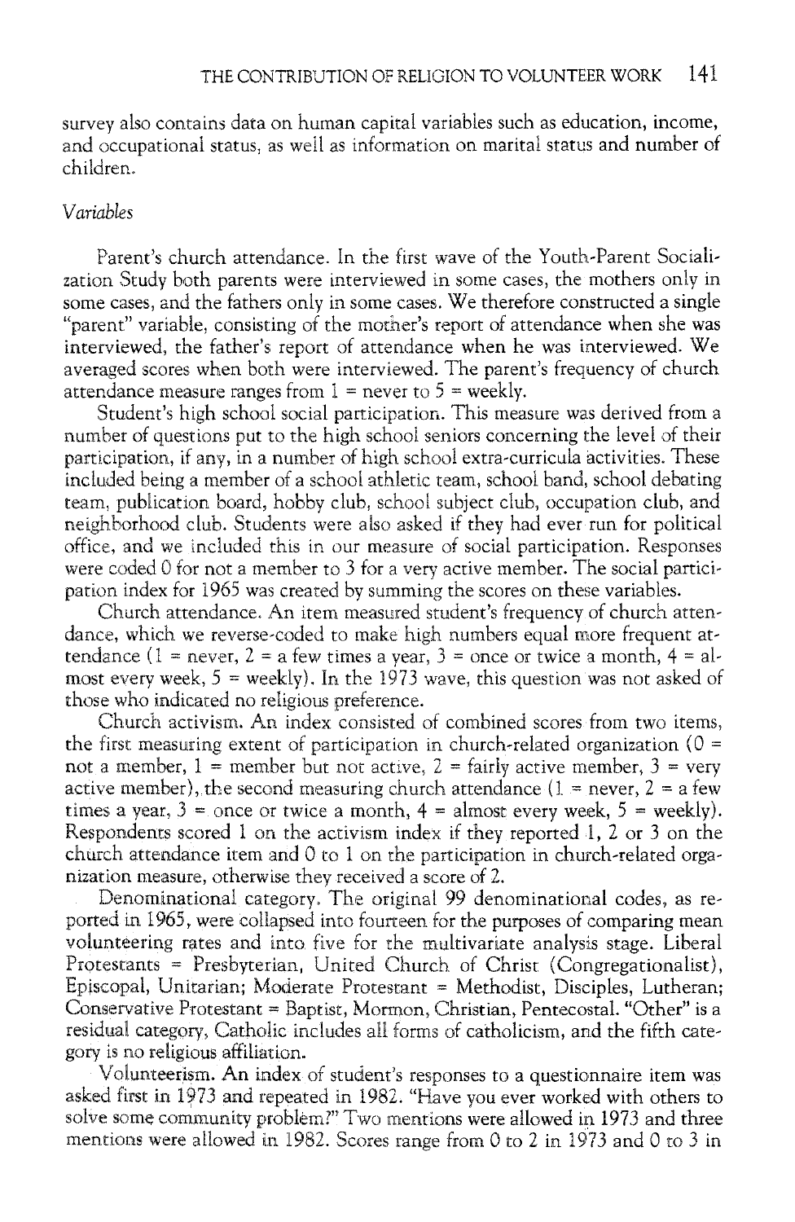survey also contains data on human capital variables such as education, income, and occupational status, as well as information on marital status and number of children.

### *Variables*

Parent's church attendance. In the first wave of the Youth-Parent Socialization Study both parents were interviewed in some cases, the mothers only in some cases, and the fathers only in some cases. We therefore constructed a single "parent" variable, consisting of the mother's report of attendance when she was interviewed, the father's report of attendance when he was interviewed. We averaged scores when both were interviewed. The parent's frequency of church attendance measure ranges from 1 = never to 5 = weekly.

Student's high school social participation. This measure was derived from a number of questions put to the high school seniors concerning the level of their participation, if any, in a number of high school extra-curricula activities. These included being a member of a school athletic team, school band, school debating team, publication board, hobby club, school subject club, occupation club, and neighborhood club. Students were also asked if they had ever run for political office, and we included this in our measure of social participation. Responses were coded 0 for not a member to 3 for a very active member. The social participation index for 1965 was created by summing the scores on these variables.

Church attendance. An item measured student's frequency of church attendance, which we reverse-coded to make high numbers equal more frequent attendance (1 = never, 2 = a few times a year, 3 = once or twice a month, 4 = almost every week, 5 = weekly). In the 1973 wave, this question was not asked of those who indicated no religious preference.

Church activism. An index consisted of combined scores from two items, the first measuring extent of participation in church-related organization (0 = not a member, 1 = member but not active, 2 = fairly active member, 3 = very active member), the second measuring church attendance (1 = never, 2 = a few times a year, 3 = once or twice a month, 4 = almost every week, 5 = weekly). Respondents scored 1 on the activism index if they reported 1, 2 or 3 on the church attendance item and 0 to 1 on the participation in church-related organization measure, otherwise they received a score of 2.

Denominational category. The original 99 denominational codes, as reported in 1965, were collapsed into fourteen for the purposes of comparing mean volunteering rates and into five for the multivariate analysis stage. Liberal Protestants = Presbyterian, United Church of Christ (Congregationalist), Episcopal, Unitarian; Moderate Protestant = Methodist, Disciples, Lutheran; Conservative Protestant = Baptist, Mormon, Christian, Pentecostal. "Other" is a residual category, Catholic includes all forms of catholicism, and the fifth category is no religious affiliation.

Volunteerism. An index of student's responses to a questionnaire item was asked first in 1973 and repeated in 1982. "Have you ever worked with others to solve some community problem?" Two mentions were allowed in 1973 and three mentions were allowed in 1982. Scores range from 0 to 2 in 1973 and 0 to 3 in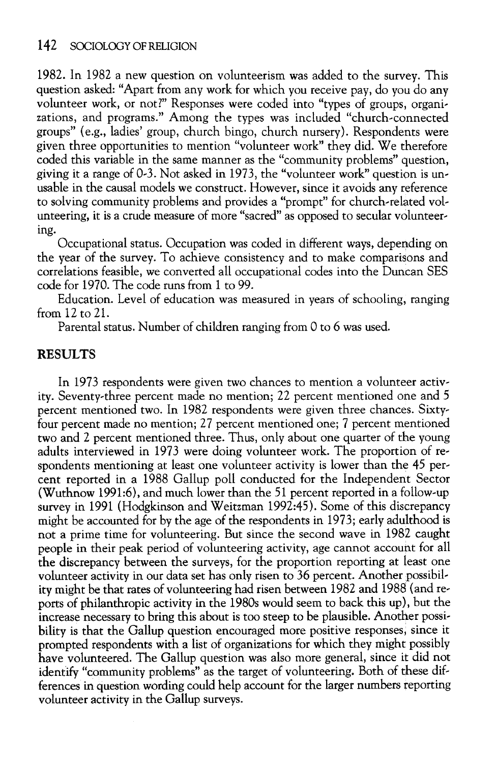1982. In 1982 a new question on volunteerism was added to the survey. This question asked: "Apart from any work for which you receive pay, do you do any volunteer work, or not?" Responses were coded into "types of groups, organizations, and programs." Among the types was included "church-connected groups" (e.g., ladies' group, church bingo, church nursery). Respondents were given three opportunities to mention "volunteer work" they did. We therefore coded this variable in the same manner as the "community problems" question, giving it a range of 0-3. Not asked in 1973, the "volunteer work" question is unusable in the causal models we construct. However, since it avoids any reference to solving community problems and provides a "prompt" for church-related volunteering, it is a crude measure of more "sacred" as opposed to secular volunteering.

Occupational status. Occupation was coded in different ways, depending on the year of the survey. To achieve consistency and to make comparisons and correlations feasible, we converted all occupational codes into the Duncan SES code for 1970. The code runs from 1 to 99.

Education. Level of education was measured in years of schooling, ranging from 12 to 21.

Parental status. Number of children ranging from 0 to 6 was used.

## RESULTS

In 1973 respondents were given two chances to mention a volunteer activity. Seventy-three percent made no mention; 22 percent mentioned one and 5 percent mentioned two. In 1982 respondents were given three chances. Sixty-four percent made no mention; 27 percent mentioned one; 7 percent mentioned two and 2 percent mentioned three. Thus, only about one quarter of the young adults interviewed in 1973 were doing volunteer work. The proportion of respondents mentioning at least one volunteer activity is lower than the 45 percent reported in a 1988 Gallup poll conducted for the Independent Sector (Wuthnow 1991:6), and much lower than the 51 percent reported in a follow-up survey in 1991 (Hodgkinson and Weitzman 1992:45). Some of this discrepancy might be accounted for by the age of the respondents in 1973; early adulthood is not a prime time for volunteering. But since the second wave in 1982 caught people in their peak period of volunteering activity, age cannot account for all the discrepancy between the surveys, for the proportion reporting at least one volunteer activity in our data set has only risen to 36 percent. Another possibility might be that rates of volunteering had risen between 1982 and 1988 (and reports of philanthropic activity in the 1980s would seem to back this up), but the increase necessary to bring this about is too steep to be plausible. Another possibility is that the Gallup question encouraged more positive responses, since it prompted respondents with a list of organizations for which they might possibly have volunteered. The Gallup question was also more general, since it did not identify "community problems" as the target of volunteering. Both of these differences in question wording could help account for the larger numbers reporting volunteer activity in the Gallup surveys.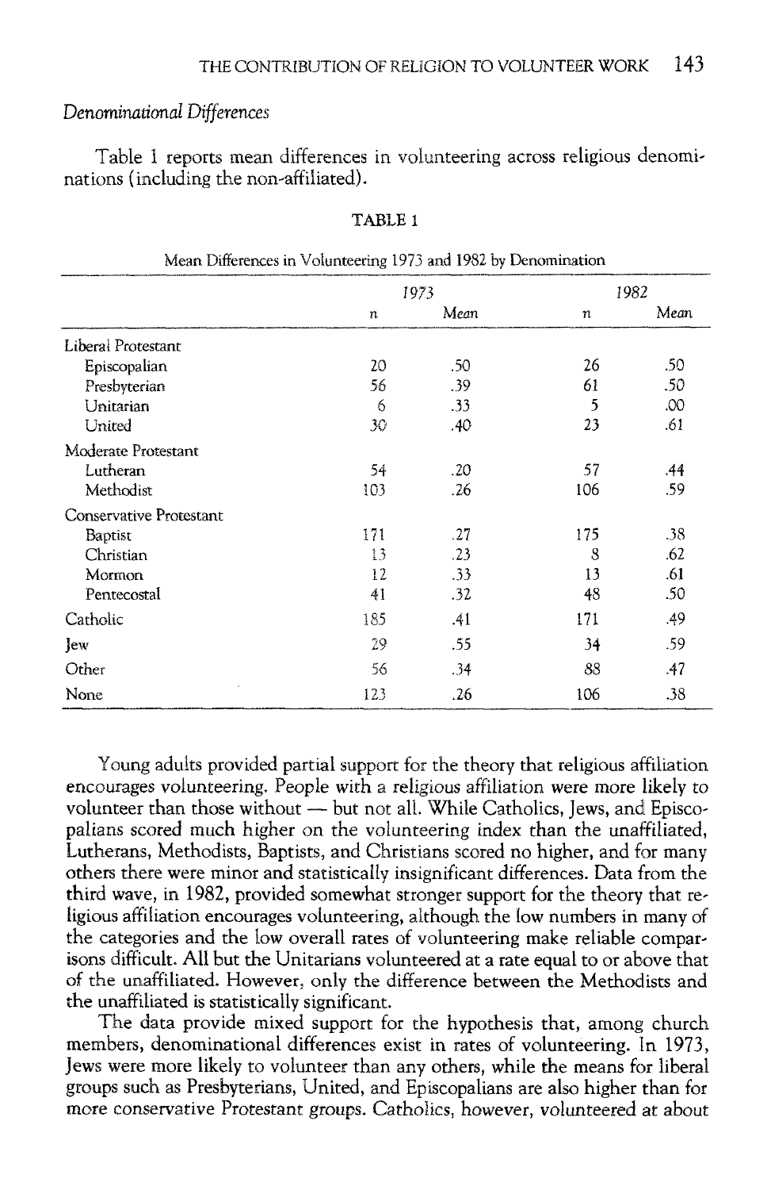### *Denominational Differences*

Table 1 reports mean differences in volunteering across religious denominations (including the non-affiliated).

TABLE 1

Mean Differences in Volunteering 1973 and 1982 by Denomination

| | 1973 | | 1982 | |
|---|---|---|---|---|
| | *n* | *Mean* | *n* | *Mean* |
| Liberal Protestant | | | | |
| Episcopalian | 20 | .50 | 26 | .50 |
| Presbyterian | 56 | .39 | 61 | .50 |
| Unitarian | 6 | .33 | 5 | .00 |
| United | 30 | .40 | 23 | .61 |
| Moderate Protestant | | | | |
| Lutheran | 54 | .20 | 57 | .44 |
| Methodist | 103 | .26 | 106 | .59 |
| Conservative Protestant | | | | |
| Baptist | 171 | .27 | 175 | .38 |
| Christian | 13 | .23 | 8 | .62 |
| Mormon | 12 | .33 | 13 | .61 |
| Pentecostal | 41 | .32 | 48 | .50 |
| Catholic | 185 | .41 | 171 | .49 |
| Jew | 29 | .55 | 34 | .59 |
| Other | 56 | .34 | 88 | .47 |
| None | 123 | .26 | 106 | .38 |

Young adults provided partial support for the theory that religious affiliation encourages volunteering. People with a religious affiliation were more likely to volunteer than those without — but not all. While Catholics, Jews, and Episcopalians scored much higher on the volunteering index than the unaffiliated, Lutherans, Methodists, Baptists, and Christians scored no higher, and for many others there were minor and statistically insignificant differences. Data from the third wave, in 1982, provided somewhat stronger support for the theory that religious affiliation encourages volunteering, although the low numbers in many of the categories and the low overall rates of volunteering make reliable comparisons difficult. All but the Unitarians volunteered at a rate equal to or above that of the unaffiliated. However, only the difference between the Methodists and the unaffiliated is statistically significant.

The data provide mixed support for the hypothesis that, among church members, denominational differences exist in rates of volunteering. In 1973, Jews were more likely to volunteer than any others, while the means for liberal groups such as Presbyterians, United, and Episcopalians are also higher than for more conservative Protestant groups. Catholics, however, volunteered at about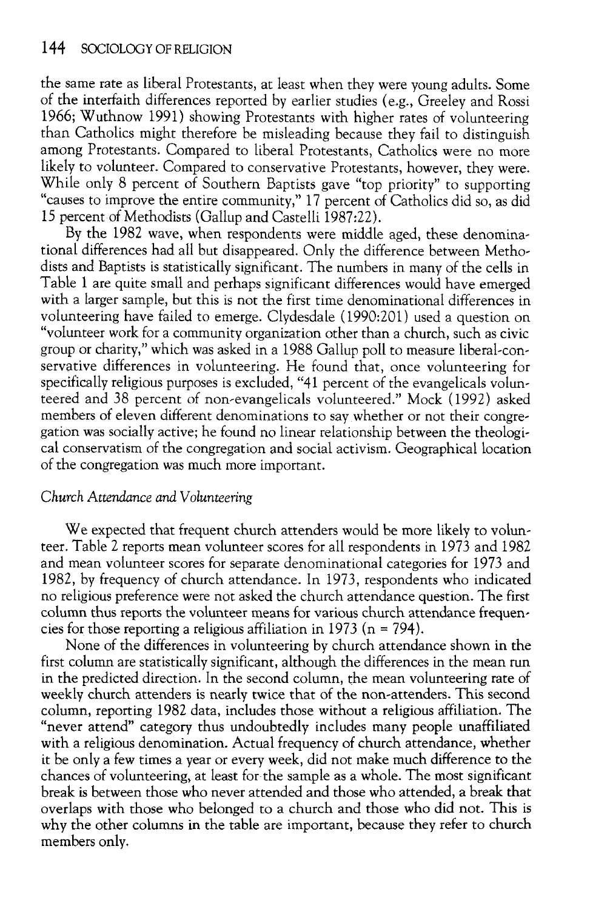the same rate as liberal Protestants, at least when they were young adults. Some of the interfaith differences reported by earlier studies (e.g., Greeley and Rossi 1966; Wuthnow 1991) showing Protestants with higher rates of volunteering than Catholics might therefore be misleading because they fail to distinguish among Protestants. Compared to liberal Protestants, Catholics were no more likely to volunteer. Compared to conservative Protestants, however, they were. While only 8 percent of Southern Baptists gave "top priority" to supporting "causes to improve the entire community," 17 percent of Catholics did so, as did 15 percent of Methodists (Gallup and Castelli 1987:22).

By the 1982 wave, when respondents were middle aged, these denominational differences had all but disappeared. Only the difference between Methodists and Baptists is statistically significant. The numbers in many of the cells in Table 1 are quite small and perhaps significant differences would have emerged with a larger sample, but this is not the first time denominational differences in volunteering have failed to emerge. Clydesdale (1990:201) used a question on "volunteer work for a community organization other than a church, such as civic group or charity," which was asked in a 1988 Gallup poll to measure liberal-conservative differences in volunteering. He found that, once volunteering for specifically religious purposes is excluded, "41 percent of the evangelicals volunteered and 38 percent of non-evangelicals volunteered." Mock (1992) asked members of eleven different denominations to say whether or not their congregation was socially active; he found no linear relationship between the theological conservatism of the congregation and social activism. Geographical location of the congregation was much more important.

*Church Attendance and Volunteering*

We expected that frequent church attenders would be more likely to volunteer. Table 2 reports mean volunteer scores for all respondents in 1973 and 1982 and mean volunteer scores for separate denominational categories for 1973 and 1982, by frequency of church attendance. In 1973, respondents who indicated no religious preference were not asked the church attendance question. The first column thus reports the volunteer means for various church attendance frequencies for those reporting a religious affiliation in 1973 (n = 794).

None of the differences in volunteering by church attendance shown in the first column are statistically significant, although the differences in the mean run in the predicted direction. In the second column, the mean volunteering rate of weekly church attenders is nearly twice that of the non-attenders. This second column, reporting 1982 data, includes those without a religious affiliation. The "never attend" category thus undoubtedly includes many people unaffiliated with a religious denomination. Actual frequency of church attendance, whether it be only a few times a year or every week, did not make much difference to the chances of volunteering, at least for the sample as a whole. The most significant break is between those who never attended and those who attended, a break that overlaps with those who belonged to a church and those who did not. This is why the other columns in the table are important, because they refer to church members only.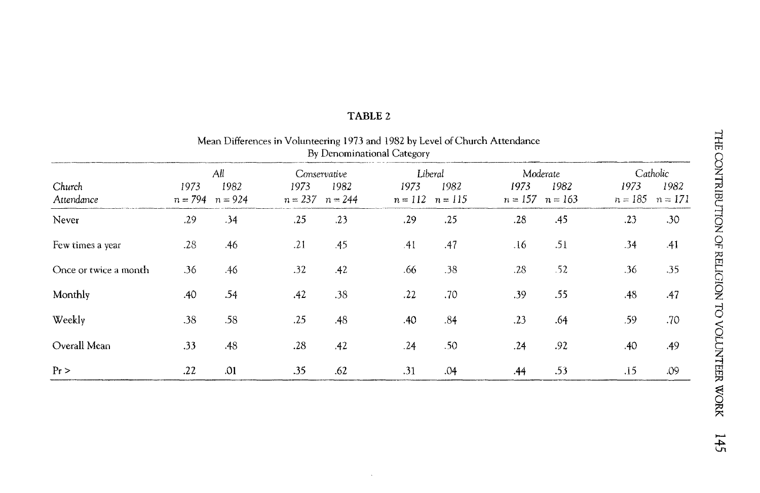**TABLE 2**

Mean Differences in Volunteering 1973 and 1982 by Level of Church Attendance
By Denominational Category

| Church Attendance | All | | Conservative | | Liberal | | Moderate | | Catholic | |
|---|---|---|---|---|---|---|---|---|---|---|
| | 1973 $n = 794$ | 1982 $n = 924$ | 1973 $n = 237$ | 1982 $n = 244$ | 1973 $n = 112$ | 1982 $n = 115$ | 1973 $n = 157$ | 1982 $n = 163$ | 1973 $n = 185$ | 1982 $n = 171$ |
| Never | .29 | .34 | .25 | .23 | .29 | .25 | .28 | .45 | .23 | .30 |
| Few times a year | .28 | .46 | .21 | .45 | .41 | .47 | .16 | .51 | .34 | .41 |
| Once or twice a month | .36 | .46 | .32 | .42 | .66 | .38 | .28 | .52 | .36 | .35 |
| Monthly | .40 | .54 | .42 | .38 | .22 | .70 | .39 | .55 | .48 | .47 |
| Weekly | .38 | .58 | .25 | .48 | .40 | .84 | .23 | .64 | .59 | .70 |
| Overall Mean | .33 | .48 | .28 | .42 | .24 | .50 | .24 | .92 | .40 | .49 |
| Pr > | .22 | .01 | .35 | .62 | .31 | .04 | .44 | .53 | .15 | .09 |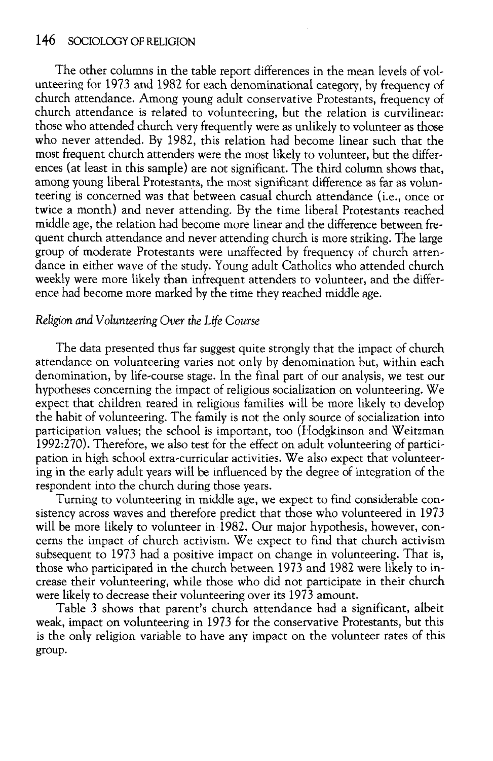The other columns in the table report differences in the mean levels of volunteering for 1973 and 1982 for each denominational category, by frequency of church attendance. Among young adult conservative Protestants, frequency of church attendance is related to volunteering, but the relation is curvilinear: those who attended church very frequently were as unlikely to volunteer as those who never attended. By 1982, this relation had become linear such that the most frequent church attenders were the most likely to volunteer, but the differences (at least in this sample) are not significant. The third column shows that, among young liberal Protestants, the most significant difference as far as volunteering is concerned was that between casual church attendance (i.e., once or twice a month) and never attending. By the time liberal Protestants reached middle age, the relation had become more linear and the difference between frequent church attendance and never attending church is more striking. The large group of moderate Protestants were unaffected by frequency of church attendance in either wave of the study. Young adult Catholics who attended church weekly were more likely than infrequent attenders to volunteer, and the difference had become more marked by the time they reached middle age.

### *Religion and Volunteering Over the Life Course*

The data presented thus far suggest quite strongly that the impact of church attendance on volunteering varies not only by denomination but, within each denomination, by life-course stage. In the final part of our analysis, we test our hypotheses concerning the impact of religious socialization on volunteering. We expect that children reared in religious families will be more likely to develop the habit of volunteering. The family is not the only source of socialization into participation values; the school is important, too (Hodgkinson and Weitzman 1992:270). Therefore, we also test for the effect on adult volunteering of participation in high school extra-curricular activities. We also expect that volunteering in the early adult years will be influenced by the degree of integration of the respondent into the church during those years.

Turning to volunteering in middle age, we expect to find considerable consistency across waves and therefore predict that those who volunteered in 1973 will be more likely to volunteer in 1982. Our major hypothesis, however, concerns the impact of church activism. We expect to find that church activism subsequent to 1973 had a positive impact on change in volunteering. That is, those who participated in the church between 1973 and 1982 were likely to increase their volunteering, while those who did not participate in their church were likely to decrease their volunteering over its 1973 amount.

Table 3 shows that parent's church attendance had a significant, albeit weak, impact on volunteering in 1973 for the conservative Protestants, but this is the only religion variable to have any impact on the volunteer rates of this group.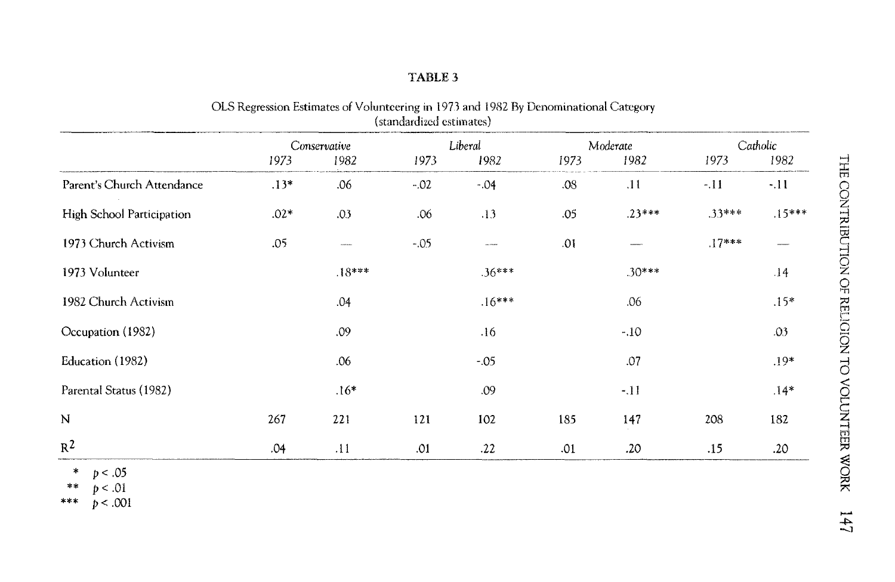**TABLE 3**

OLS Regression Estimates of Volunteering in 1973 and 1982 By Denominational Category (standardized estimates)

| | *Conservative* | | *Liberal* | | *Moderate* | | *Catholic* | |
|---|---|---|---|---|---|---|---|---|
| | *1973* | *1982* | *1973* | *1982* | *1973* | *1982* | *1973* | *1982* |
| Parent's Church Attendance | .13* | .06 | -.02 | -.04 | .08 | .11 | -.11 | -.11 |
| High School Participation | .02* | .03 | .06 | .13 | .05 | .23*** | .33*** | .15*** |
| 1973 Church Activism | .05 | — | -.05 | — | .01 | — | .17*** | — |
| 1973 Volunteer | | .18*** | | .36*** | | .30*** | | .14 |
| 1982 Church Activism | | .04 | | .16*** | | .06 | | .15* |
| Occupation (1982) | | .09 | | .16 | | -.10 | | .03 |
| Education (1982) | | .06 | | -.05 | | .07 | | .19* |
| Parental Status (1982) | | .16* | | .09 | | -.11 | | .14* |
| N | 267 | 221 | 121 | 102 | 185 | 147 | 208 | 182 |
| $R^2$ | .04 | .11 | .01 | .22 | .01 | .20 | .15 | .20 |

\* $p < .05$
\*\* $p < .01$
\*\*\* $p < .001$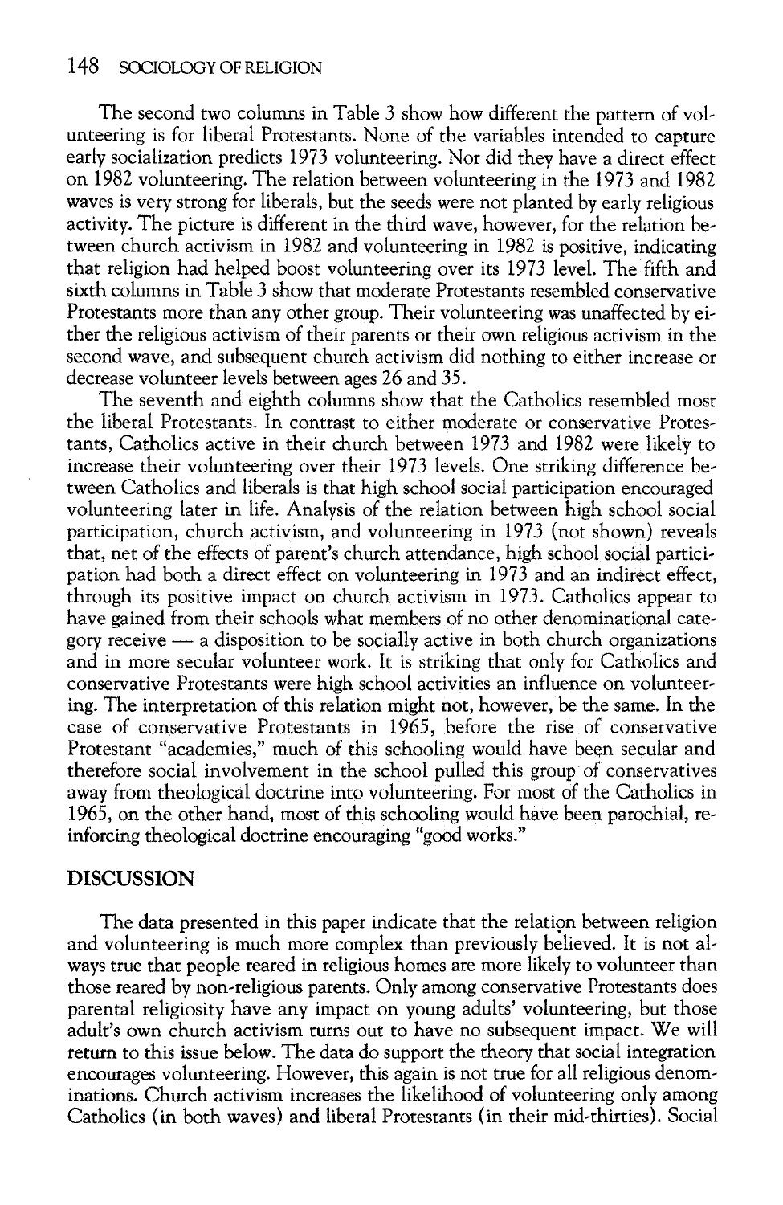The second two columns in Table 3 show how different the pattern of volunteering is for liberal Protestants. None of the variables intended to capture early socialization predicts 1973 volunteering. Nor did they have a direct effect on 1982 volunteering. The relation between volunteering in the 1973 and 1982 waves is very strong for liberals, but the seeds were not planted by early religious activity. The picture is different in the third wave, however, for the relation between church activism in 1982 and volunteering in 1982 is positive, indicating that religion had helped boost volunteering over its 1973 level. The fifth and sixth columns in Table 3 show that moderate Protestants resembled conservative Protestants more than any other group. Their volunteering was unaffected by either the religious activism of their parents or their own religious activism in the second wave, and subsequent church activism did nothing to either increase or decrease volunteer levels between ages 26 and 35.

The seventh and eighth columns show that the Catholics resembled most the liberal Protestants. In contrast to either moderate or conservative Protestants, Catholics active in their church between 1973 and 1982 were likely to increase their volunteering over their 1973 levels. One striking difference between Catholics and liberals is that high school social participation encouraged volunteering later in life. Analysis of the relation between high school social participation, church activism, and volunteering in 1973 (not shown) reveals that, net of the effects of parent's church attendance, high school social participation had both a direct effect on volunteering in 1973 and an indirect effect, through its positive impact on church activism in 1973. Catholics appear to have gained from their schools what members of no other denominational category receive — a disposition to be socially active in both church organizations and in more secular volunteer work. It is striking that only for Catholics and conservative Protestants were high school activities an influence on volunteering. The interpretation of this relation might not, however, be the same. In the case of conservative Protestants in 1965, before the rise of conservative Protestant "academies," much of this schooling would have been secular and therefore social involvement in the school pulled this group of conservatives away from theological doctrine into volunteering. For most of the Catholics in 1965, on the other hand, most of this schooling would have been parochial, reinforcing theological doctrine encouraging "good works."

## DISCUSSION

The data presented in this paper indicate that the relation between religion and volunteering is much more complex than previously believed. It is not always true that people reared in religious homes are more likely to volunteer than those reared by non-religious parents. Only among conservative Protestants does parental religiosity have any impact on young adults' volunteering, but those adult's own church activism turns out to have no subsequent impact. We will return to this issue below. The data do support the theory that social integration encourages volunteering. However, this again is not true for all religious denominations. Church activism increases the likelihood of volunteering only among Catholics (in both waves) and liberal Protestants (in their mid-thirties). Social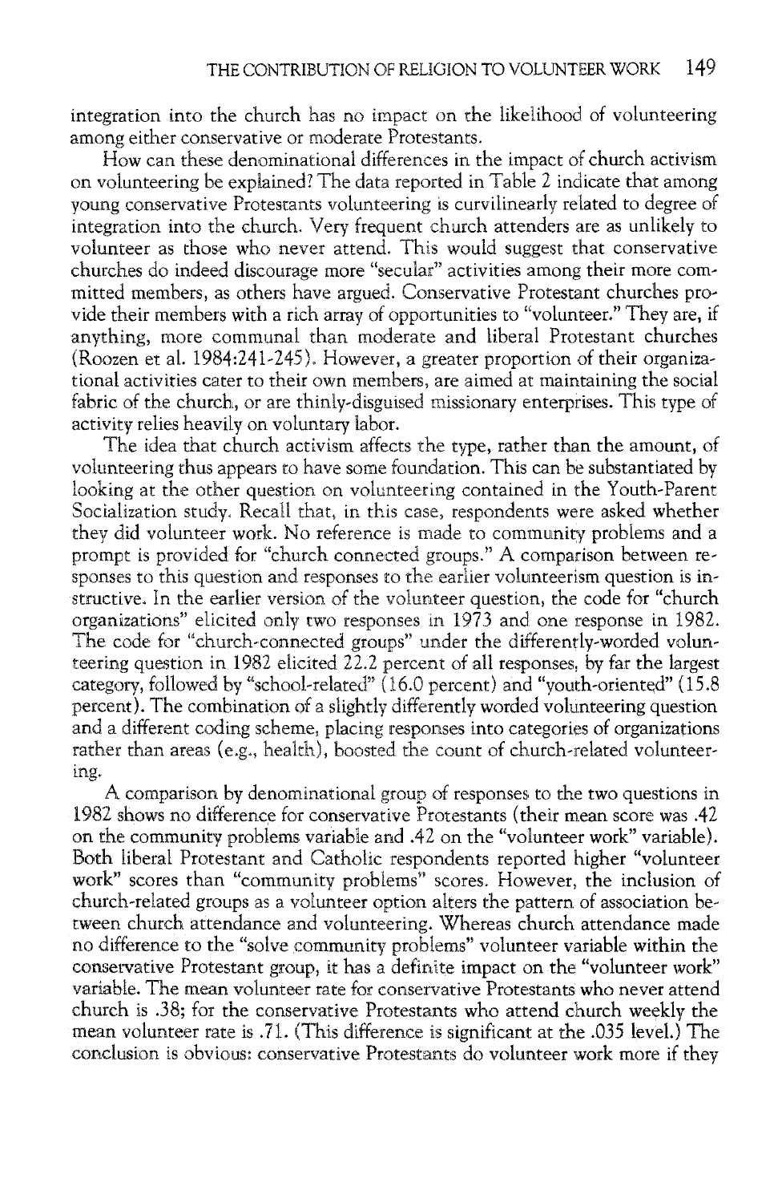integration into the church has no impact on the likelihood of volunteering among either conservative or moderate Protestants.

How can these denominational differences in the impact of church activism on volunteering be explained? The data reported in Table 2 indicate that among young conservative Protestants volunteering is curvilinearly related to degree of integration into the church. Very frequent church attenders are as unlikely to volunteer as those who never attend. This would suggest that conservative churches do indeed discourage more "secular" activities among their more committed members, as others have argued. Conservative Protestant churches provide their members with a rich array of opportunities to "volunteer." They are, if anything, more communal than moderate and liberal Protestant churches (Roozen et al. 1984:241-245). However, a greater proportion of their organizational activities cater to their own members, are aimed at maintaining the social fabric of the church, or are thinly-disguised missionary enterprises. This type of activity relies heavily on voluntary labor.

The idea that church activism affects the type, rather than the amount, of volunteering thus appears to have some foundation. This can be substantiated by looking at the other question on volunteering contained in the Youth-Parent Socialization study. Recall that, in this case, respondents were asked whether they did volunteer work. No reference is made to community problems and a prompt is provided for "church connected groups." A comparison between responses to this question and responses to the earlier volunteerism question is instructive. In the earlier version of the volunteer question, the code for "church organizations" elicited only two responses in 1973 and one response in 1982. The code for "church-connected groups" under the differently-worded volunteering question in 1982 elicited 22.2 percent of all responses, by far the largest category, followed by "school-related" (16.0 percent) and "youth-oriented" (15.8 percent). The combination of a slightly differently worded volunteering question and a different coding scheme, placing responses into categories of organizations rather than areas (e.g., health), boosted the count of church-related volunteering.

A comparison by denominational group of responses to the two questions in 1982 shows no difference for conservative Protestants (their mean score was .42 on the community problems variable and .42 on the "volunteer work" variable). Both liberal Protestant and Catholic respondents reported higher "volunteer work" scores than "community problems" scores. However, the inclusion of church-related groups as a volunteer option alters the pattern of association between church attendance and volunteering. Whereas church attendance made no difference to the "solve community problems" volunteer variable within the conservative Protestant group, it has a definite impact on the "volunteer work" variable. The mean volunteer rate for conservative Protestants who never attend church is .38; for the conservative Protestants who attend church weekly the mean volunteer rate is .71. (This difference is significant at the .035 level.) The conclusion is obvious: conservative Protestants do volunteer work more if they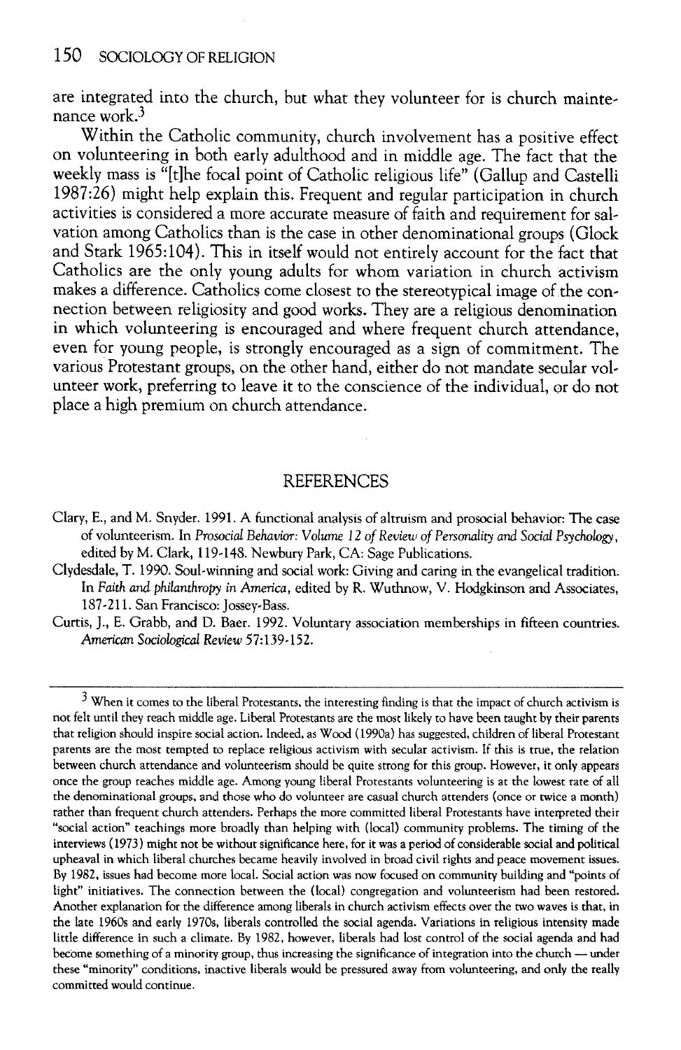are integrated into the church, but what they volunteer for is church maintenance work.[3]

Within the Catholic community, church involvement has a positive effect on volunteering in both early adulthood and in middle age. The fact that the weekly mass is "[t]he focal point of Catholic religious life" (Gallup and Castelli 1987:26) might help explain this. Frequent and regular participation in church activities is considered a more accurate measure of faith and requirement for salvation among Catholics than is the case in other denominational groups (Glock and Stark 1965:104). This in itself would not entirely account for the fact that Catholics are the only young adults for whom variation in church activism makes a difference. Catholics come closest to the stereotypical image of the connection between religiosity and good works. They are a religious denomination in which volunteering is encouraged and where frequent church attendance, even for young people, is strongly encouraged as a sign of commitment. The various Protestant groups, on the other hand, either do not mandate secular volunteer work, preferring to leave it to the conscience of the individual, or do not place a high premium on church attendance.

## REFERENCES

Clary, E., and M. Snyder. 1991. A functional analysis of altruism and prosocial behavior: The case of volunteerism. In *Prosocial Behavior: Volume 12 of Review of Personality and Social Psychology*, edited by M. Clark, 119-148. Newbury Park, CA: Sage Publications.

Clydesdale, T. 1990. Soul-winning and social work: Giving and caring in the evangelical tradition. In *Faith and philanthropy in America*, edited by R. Wuthnow, V. Hodgkinson and Associates, 187-211. San Francisco: Jossey-Bass.

Curtis, J., E. Grabb, and D. Baer. 1992. Voluntary association memberships in fifteen countries. *American Sociological Review* 57:139-152.

---

[3] When it comes to the liberal Protestants, the interesting finding is that the impact of church activism is not felt until they reach middle age. Liberal Protestants are the most likely to have been taught by their parents that religion should inspire social action. Indeed, as Wood (1990a) has suggested, children of liberal Protestant parents are the most tempted to replace religious activism with secular activism. If this is true, the relation between church attendance and volunteerism should be quite strong for this group. However, it only appears once the group reaches middle age. Among young liberal Protestants volunteering is at the lowest rate of all the denominational groups, and those who do volunteer are casual church attenders (once or twice a month) rather than frequent church attenders. Perhaps the more committed liberal Protestants have interpreted their "social action" teachings more broadly than helping with (local) community problems. The timing of the interviews (1973) might not be without significance here, for it was a period of considerable social and political upheaval in which liberal churches became heavily involved in broad civil rights and peace movement issues. By 1982, issues had become more local. Social action was now focused on community building and "points of light" initiatives. The connection between the (local) congregation and volunteerism had been restored. Another explanation for the difference among liberals in church activism effects over the two waves is that, in the late 1960s and early 1970s, liberals controlled the social agenda. Variations in religious intensity made little difference in such a climate. By 1982, however, liberals had lost control of the social agenda and had become something of a minority group, thus increasing the significance of integration into the church — under these "minority" conditions, inactive liberals would be pressured away from volunteering, and only the really committed would continue.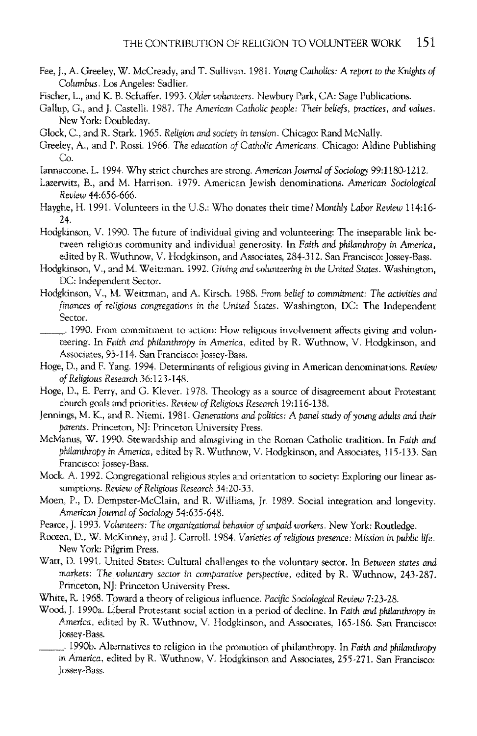Fee, J., A. Greeley, W. McCready, and T. Sullivan. 1981. *Young Catholics: A report to the Knights of Columbus*. Los Angeles: Sadlier.

Fischer, L., and K. B. Schaffer. 1993. *Older volunteers*. Newbury Park, CA: Sage Publications.

Gallup, G., and J. Castelli. 1987. *The American Catholic people: Their beliefs, practices, and values*. New York: Doubleday.

Glock, C., and R. Stark. 1965. *Religion and society in tension*. Chicago: Rand McNally.

Greeley, A., and P. Rossi. 1966. *The education of Catholic Americans*. Chicago: Aldine Publishing Co.

Iannaccone, L. 1994. Why strict churches are strong. *American Journal of Sociology* 99:1180-1212.

Lazerwitz, B., and M. Harrison. 1979. American Jewish denominations. *American Sociological Review* 44:656-666.

Hayghe, H. 1991. Volunteers in the U.S.: Who donates their time? *Monthly Labor Review* 114:16-24.

Hodgkinson, V. 1990. The future of individual giving and volunteering: The inseparable link between religious community and individual generosity. In *Faith and philanthropy in America*, edited by R. Wuthnow, V. Hodgkinson, and Associates, 284-312. San Francisco: Jossey-Bass.

Hodgkinson, V., and M. Weitzman. 1992. *Giving and volunteering in the United States*. Washington, DC: Independent Sector.

Hodgkinson, V., M. Weitzman, and A. Kirsch. 1988. *From belief to commitment: The activities and finances of religious congregations in the United States*. Washington, DC: The Independent Sector.

_____. 1990. From commitment to action: How religious involvement affects giving and volunteering. In *Faith and philanthropy in America*, edited by R. Wuthnow, V. Hodgkinson, and Associates, 93-114. San Francisco: Jossey-Bass.

Hoge, D., and F. Yang. 1994. Determinants of religious giving in American denominations. *Review of Religious Research* 36:123-148.

Hoge, D., E. Perry, and G. Klever. 1978. Theology as a source of disagreement about Protestant church goals and priorities. *Review of Religious Research* 19:116-138.

Jennings, M. K., and R. Niemi. 1981. *Generations and politics: A panel study of young adults and their parents*. Princeton, NJ: Princeton University Press.

McManus, W. 1990. Stewardship and almsgiving in the Roman Catholic tradition. In *Faith and philanthropy in America*, edited by R. Wuthnow, V. Hodgkinson, and Associates, 115-133. San Francisco: Jossey-Bass.

Mock, A. 1992. Congregational religious styles and orientation to society: Exploring our linear assumptions. *Review of Religious Research* 34:20-33.

Moen, P., D. Dempster-McClain, and R. Williams, Jr. 1989. Social integration and longevity. *American Journal of Sociology* 54:635-648.

Pearce, J. 1993. *Volunteers: The organizational behavior of unpaid workers*. New York: Routledge.

Roozen, D., W. McKinney, and J. Carroll. 1984. *Varieties of religious presence: Mission in public life*. New York: Pilgrim Press.

Watt, D. 1991. United States: Cultural challenges to the voluntary sector. In *Between states and markets: The voluntary sector in comparative perspective*, edited by R. Wuthnow, 243-287. Princeton, NJ: Princeton University Press.

White, R. 1968. Toward a theory of religious influence. *Pacific Sociological Review* 7:23-28.

Wood, J. 1990a. Liberal Protestant social action in a period of decline. In *Faith and philanthropy in America*, edited by R. Wuthnow, V. Hodgkinson, and Associates, 165-186. San Francisco: Jossey-Bass.

_____. 1990b. Alternatives to religion in the promotion of philanthropy. In *Faith and philanthropy in America*, edited by R. Wuthnow, V. Hodgkinson and Associates, 255-271. San Francisco: Jossey-Bass.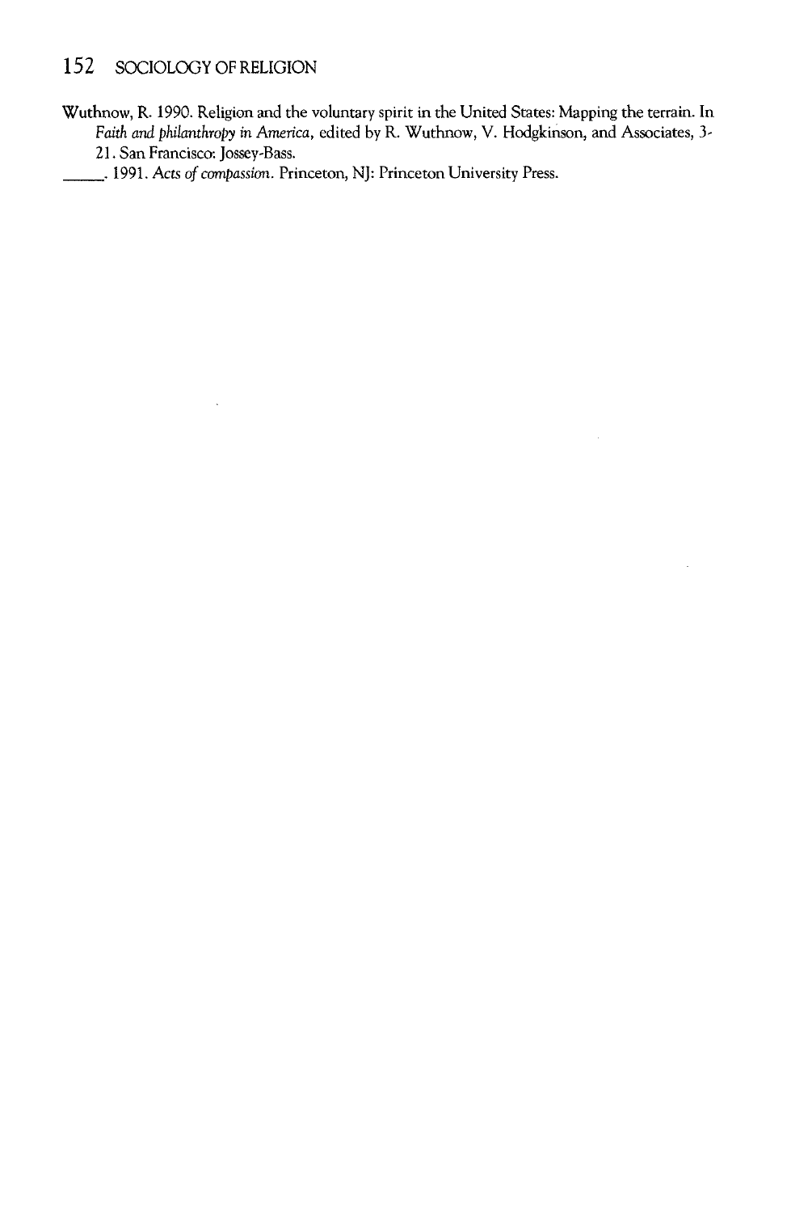Wuthnow, R. 1990. Religion and the voluntary spirit in the United States: Mapping the terrain. In *Faith and philanthropy in America*, edited by R. Wuthnow, V. Hodgkinson, and Associates, 3-21. San Francisco: Jossey-Bass.

_____. 1991. *Acts of compassion*. Princeton, NJ: Princeton University Press.